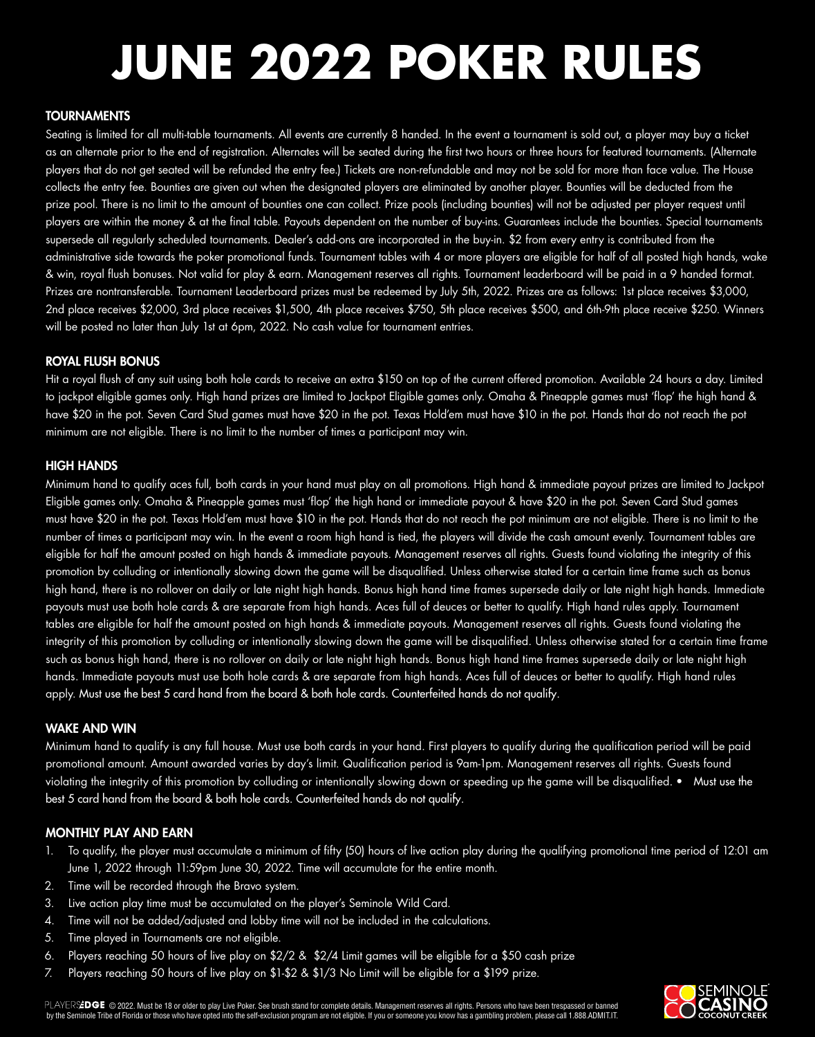# JUNE 2022 POKER RULES

## TOURNAMENTS

Seating is limited for all multi-table tournaments. All events are currently 8 handed. In the event a tournament is sold out, a player may buy a ticket as an alternate prior to the end of registration. Alternates will be seated during the first two hours or three hours for featured tournaments. (Alternate players that do not get seated will be refunded the entry fee.) Tickets are non-refundable and may not be sold for more than face value. The House collects the entry fee. Bounties are given out when the designated players are eliminated by another player. Bounties will be deducted from the prize pool. There is no limit to the amount of bounties one can collect. Prize pools (including bounties) will not be adjusted per player request until players are within the money & at the final table. Payouts dependent on the number of buy-ins. Guarantees include the bounties. Special tournaments supersede all regularly scheduled tournaments. Dealer's add-ons are incorporated in the buy-in. $2 from every entry is contributed from the administrative side towards the poker promotional funds. Tournament tables with 4 or more players are eligible for half of all posted high hands, wake & win, royal flush bonuses. Not valid for play & earn. Management reserves all rights. Tournament leaderboard will be paid in a 9 handed format. Prizes are nontransferable. Tournament Leaderboard prizes must be redeemed by July 5th, 2022. Prizes are as follows: 1st place receives $3,000, 2nd place receives $2,000, 3rd place receives $1,500, 4th place receives $750, 5th place receives $500, and 6th-9th place receive $250. Winners will be posted no later than July 1st at 6pm, 2022. No cash value for tournament entries.

## ROYAL FLUSH BONUS

Hit a royal flush of any suit using both hole cards to receive an extra $150 on top of the current offered promotion. Available 24 hours a day. Limited to jackpot eligible games only. High hand prizes are limited to Jackpot Eligible games only. Omaha & Pineapple games must 'flop' the high hand & have $20 in the pot. Seven Card Stud games must have $20 in the pot. Texas Hold'em must have $10 in the pot. Hands that do not reach the pot minimum are not eligible. There is no limit to the number of times a participant may win.

## HIGH HANDS

Minimum hand to qualify aces full, both cards in your hand must play on all promotions. High hand & immediate payout prizes are limited to Jackpot Eligible games only. Omaha & Pineapple games must 'flop' the high hand or immediate payout & have $20 in the pot. Seven Card Stud games must have $20 in the pot. Texas Hold'em must have $10 in the pot. Hands that do not reach the pot minimum are not eligible. There is no limit to the number of times a participant may win. In the event a room high hand is tied, the players will divide the cash amount evenly. Tournament tables are eligible for half the amount posted on high hands & immediate payouts. Management reserves all rights. Guests found violating the integrity of this promotion by colluding or intentionally slowing down the game will be disqualified. Unless otherwise stated for a certain time frame such as bonus high hand, there is no rollover on daily or late night high hands. Bonus high hand time frames supersede daily or late night high hands. Immediate payouts must use both hole cards & are separate from high hands. Aces full of deuces or better to qualify. High hand rules apply. Tournament tables are eligible for half the amount posted on high hands & immediate payouts. Management reserves all rights. Guests found violating the integrity of this promotion by colluding or intentionally slowing down the game will be disqualified. Unless otherwise stated for a certain time frame such as bonus high hand, there is no rollover on daily or late night high hands. Bonus high hand time frames supersede daily or late night high hands. Immediate payouts must use both hole cards & are separate from high hands. Aces full of deuces or better to qualify. High hand rules apply. Must use the best 5 card hand from the board & both hole cards. Counterfeited hands do not qualify.

## WAKE AND WIN

Minimum hand to qualify is any full house. Must use both cards in your hand. First players to qualify during the qualification period will be paid promotional amount. Amount awarded varies by day's limit. Qualification period is 9am-1pm. Management reserves all rights. Guests found violating the integrity of this promotion by colluding or intentionally slowing down or speeding up the game will be disqualified. • Must use the best 5 card hand from the board & both hole cards. Counterfeited hands do not qualify.

## MONTHLY PLAY AND EARN

1. To qualify, the player must accumulate a minimum of fifty (50) hours of live action play during the qualifying promotional time period of 12:01 am June 1, 2022 through 11:59pm June 30, 2022. Time will accumulate for the entire month.
2. Time will be recorded through the Bravo system.
3. Live action play time must be accumulated on the player's Seminole Wild Card.
4. Time will not be added/adjusted and lobby time will not be included in the calculations.
5. Time played in Tournaments are not eligible.
6. Players reaching 50 hours of live play on $2/2 & $2/4 Limit games will be eligible for a $50 cash prize
7. Players reaching 50 hours of live play on $1-$2 & $1/3 No Limit will be eligible for a $199 prize.

PLAYERS EDGE © 2022. Must be 18 or older to play Live Poker. See brush stand for complete details. Management reserves all rights. Persons who have been trespassed or banned by the Seminole Tribe of Florida or those who have opted into the self-exclusion program are not eligible. If you or someone you know has a gambling problem, please call 1.888.ADMIT.IT.

SEMINOLE CASINO COCONUT CREEK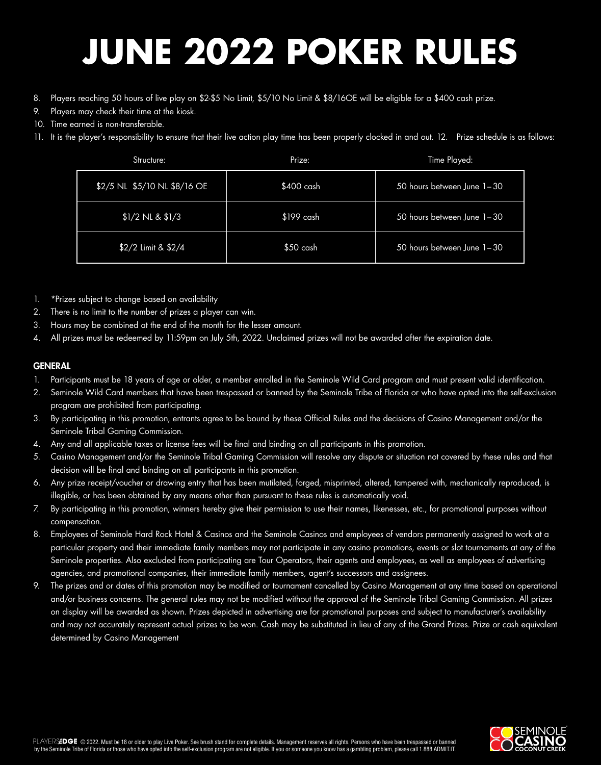# JUNE 2022 POKER RULES

8. Players reaching 50 hours of live play on $2-$5 No Limit, $5/10 No Limit & $8/16OE will be eligible for a $400 cash prize.
9. Players may check their time at the kiosk.
10. Time earned is non-transferable.
11. It is the player's responsibility to ensure that their live action play time has been properly clocked in and out. 12. Prize schedule is as follows:

| Structure: | Prize: | Time Played: |
|---|---|---|
| $2/5 NL $5/10 NL $8/16 OE | $400 cash | 50 hours between June 1–30 |
| $1/2 NL & $1/3 | $199 cash | 50 hours between June 1–30 |
| $2/2 Limit & $2/4 | $50 cash | 50 hours between June 1–30 |

1. *Prizes subject to change based on availability
2. There is no limit to the number of prizes a player can win.
3. Hours may be combined at the end of the month for the lesser amount.
4. All prizes must be redeemed by 11:59pm on July 5th, 2022. Unclaimed prizes will not be awarded after the expiration date.

**GENERAL**

1. Participants must be 18 years of age or older, a member enrolled in the Seminole Wild Card program and must present valid identification.
2. Seminole Wild Card members that have been trespassed or banned by the Seminole Tribe of Florida or who have opted into the self-exclusion program are prohibited from participating.
3. By participating in this promotion, entrants agree to be bound by these Official Rules and the decisions of Casino Management and/or the Seminole Tribal Gaming Commission.
4. Any and all applicable taxes or license fees will be final and binding on all participants in this promotion.
5. Casino Management and/or the Seminole Tribal Gaming Commission will resolve any dispute or situation not covered by these rules and that decision will be final and binding on all participants in this promotion.
6. Any prize receipt/voucher or drawing entry that has been mutilated, forged, misprinted, altered, tampered with, mechanically reproduced, is illegible, or has been obtained by any means other than pursuant to these rules is automatically void.
7. By participating in this promotion, winners hereby give their permission to use their names, likenesses, etc., for promotional purposes without compensation.
8. Employees of Seminole Hard Rock Hotel & Casinos and the Seminole Casinos and employees of vendors permanently assigned to work at a particular property and their immediate family members may not participate in any casino promotions, events or slot tournaments at any of the Seminole properties. Also excluded from participating are Tour Operators, their agents and employees, as well as employees of advertising agencies, and promotional companies, their immediate family members, agent's successors and assignees.
9. The prizes and or dates of this promotion may be modified or tournament cancelled by Casino Management at any time based on operational and/or business concerns. The general rules may not be modified without the approval of the Seminole Tribal Gaming Commission. All prizes on display will be awarded as shown. Prizes depicted in advertising are for promotional purposes and subject to manufacturer's availability and may not accurately represent actual prizes to be won. Cash may be substituted in lieu of any of the Grand Prizes. Prize or cash equivalent determined by Casino Management

PLAYERS EDGE © 2022. Must be 18 or older to play Live Poker. See brush stand for complete details. Management reserves all rights. Persons who have been trespassed or banned by the Seminole Tribe of Florida or those who have opted into the self-exclusion program are not eligible. If you or someone you know has a gambling problem, please call 1.888.ADMIT.IT.

SEMINOLE CASINO COCONUT CREEK